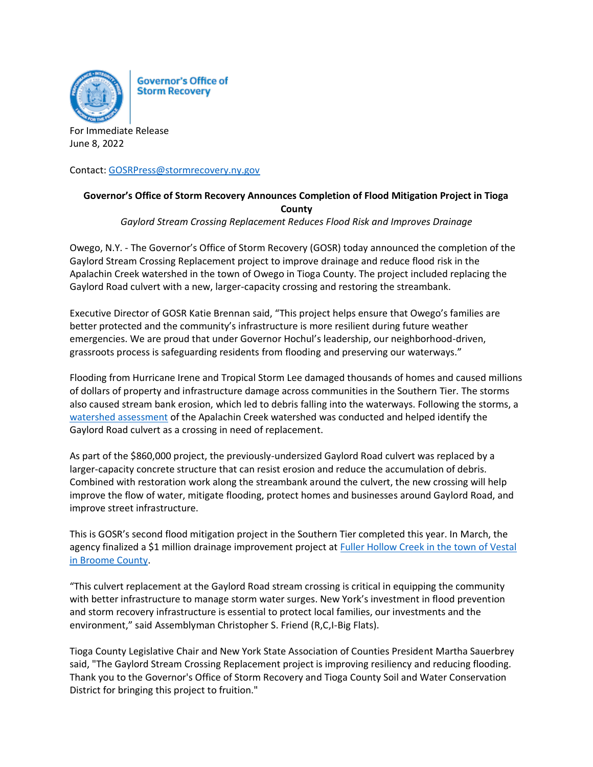Governor's Office of Storm Recovery

For Immediate Release
June 8, 2022

Contact: [GOSRPress@stormrecovery.ny.gov](mailto:GOSRPress@stormrecovery.ny.gov)

**Governor's Office of Storm Recovery Announces Completion of Flood Mitigation Project in Tioga County**

*Gaylord Stream Crossing Replacement Reduces Flood Risk and Improves Drainage*

Owego, N.Y. - The Governor's Office of Storm Recovery (GOSR) today announced the completion of the Gaylord Stream Crossing Replacement project to improve drainage and reduce flood risk in the Apalachin Creek watershed in the town of Owego in Tioga County. The project included replacing the Gaylord Road culvert with a new, larger-capacity crossing and restoring the streambank.

Executive Director of GOSR Katie Brennan said, "This project helps ensure that Owego's families are better protected and the community's infrastructure is more resilient during future weather emergencies. We are proud that under Governor Hochul's leadership, our neighborhood-driven, grassroots process is safeguarding residents from flooding and preserving our waterways."

Flooding from Hurricane Irene and Tropical Storm Lee damaged thousands of homes and caused millions of dollars of property and infrastructure damage across communities in the Southern Tier. The storms also caused stream bank erosion, which led to debris falling into the waterways. Following the storms, a watershed assessment of the Apalachin Creek watershed was conducted and helped identify the Gaylord Road culvert as a crossing in need of replacement.

As part of the $860,000 project, the previously-undersized Gaylord Road culvert was replaced by a larger-capacity concrete structure that can resist erosion and reduce the accumulation of debris. Combined with restoration work along the streambank around the culvert, the new crossing will help improve the flow of water, mitigate flooding, protect homes and businesses around Gaylord Road, and improve street infrastructure.

This is GOSR's second flood mitigation project in the Southern Tier completed this year. In March, the agency finalized a $1 million drainage improvement project at Fuller Hollow Creek in the town of Vestal in Broome County.

"This culvert replacement at the Gaylord Road stream crossing is critical in equipping the community with better infrastructure to manage storm water surges. New York's investment in flood prevention and storm recovery infrastructure is essential to protect local families, our investments and the environment," said Assemblyman Christopher S. Friend (R,C,I-Big Flats).

Tioga County Legislative Chair and New York State Association of Counties President Martha Sauerbrey said, "The Gaylord Stream Crossing Replacement project is improving resiliency and reducing flooding. Thank you to the Governor's Office of Storm Recovery and Tioga County Soil and Water Conservation District for bringing this project to fruition."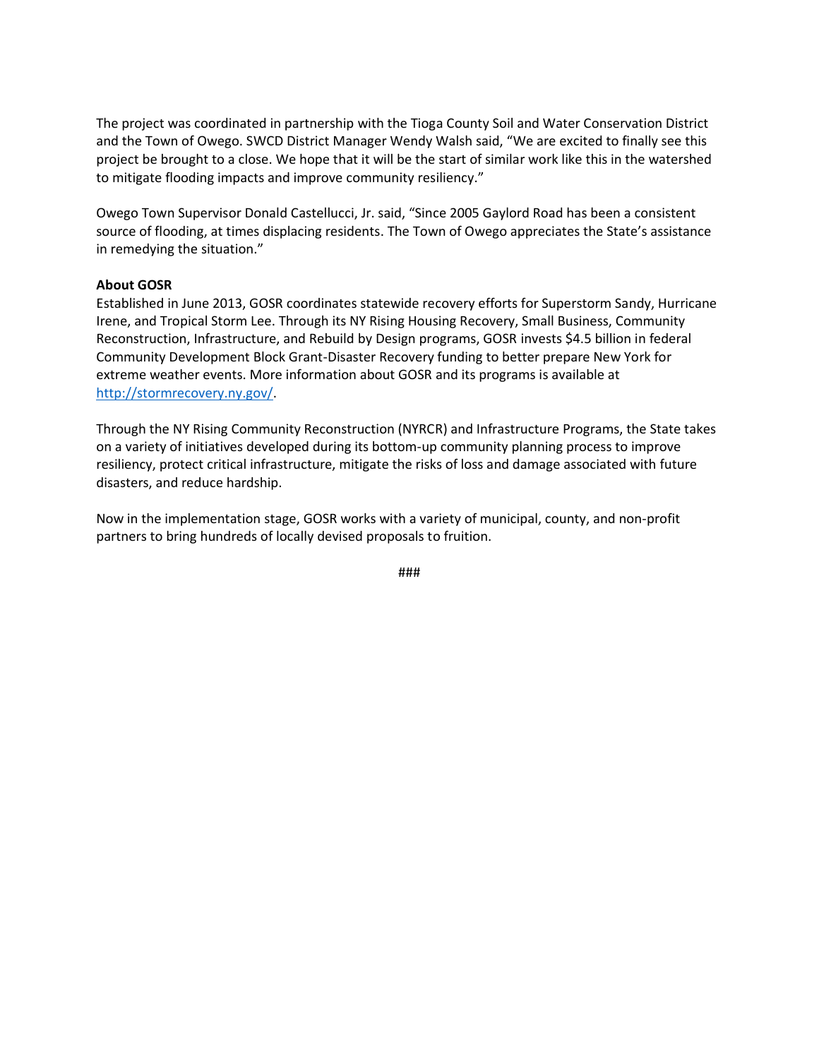The project was coordinated in partnership with the Tioga County Soil and Water Conservation District and the Town of Owego. SWCD District Manager Wendy Walsh said, "We are excited to finally see this project be brought to a close. We hope that it will be the start of similar work like this in the watershed to mitigate flooding impacts and improve community resiliency."

Owego Town Supervisor Donald Castellucci, Jr. said, "Since 2005 Gaylord Road has been a consistent source of flooding, at times displacing residents. The Town of Owego appreciates the State's assistance in remedying the situation."

**About GOSR**
Established in June 2013, GOSR coordinates statewide recovery efforts for Superstorm Sandy, Hurricane Irene, and Tropical Storm Lee. Through its NY Rising Housing Recovery, Small Business, Community Reconstruction, Infrastructure, and Rebuild by Design programs, GOSR invests $4.5 billion in federal Community Development Block Grant-Disaster Recovery funding to better prepare New York for extreme weather events. More information about GOSR and its programs is available at http://stormrecovery.ny.gov/.

Through the NY Rising Community Reconstruction (NYRCR) and Infrastructure Programs, the State takes on a variety of initiatives developed during its bottom-up community planning process to improve resiliency, protect critical infrastructure, mitigate the risks of loss and damage associated with future disasters, and reduce hardship.

Now in the implementation stage, GOSR works with a variety of municipal, county, and non-profit partners to bring hundreds of locally devised proposals to fruition.

###